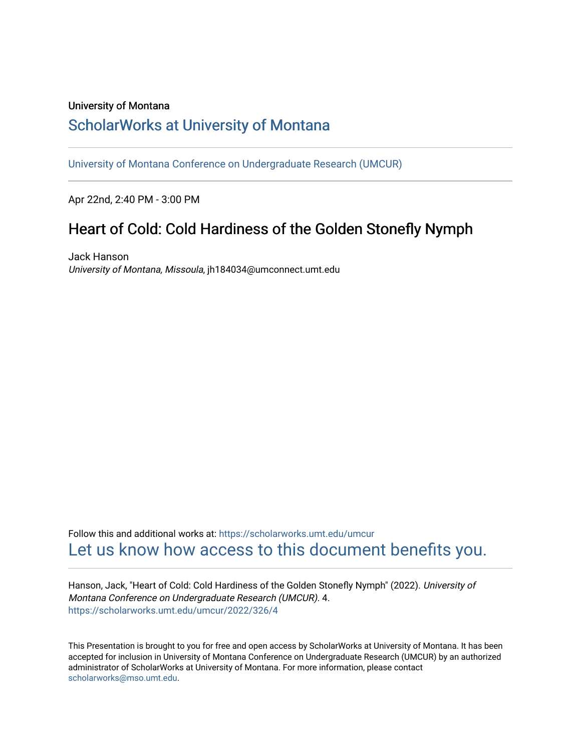University of Montana

# ScholarWorks at University of Montana

University of Montana Conference on Undergraduate Research (UMCUR)

Apr 22nd, 2:40 PM - 3:00 PM

## Heart of Cold: Cold Hardiness of the Golden Stonefly Nymph

Jack Hanson
*University of Montana, Missoula*, jh184034@umconnect.umt.edu

Follow this and additional works at: https://scholarworks.umt.edu/umcur

Let us know how access to this document benefits you.

Hanson, Jack, "Heart of Cold: Cold Hardiness of the Golden Stonefly Nymph" (2022). *University of Montana Conference on Undergraduate Research (UMCUR)*. 4.
https://scholarworks.umt.edu/umcur/2022/326/4

This Presentation is brought to you for free and open access by ScholarWorks at University of Montana. It has been accepted for inclusion in University of Montana Conference on Undergraduate Research (UMCUR) by an authorized administrator of ScholarWorks at University of Montana. For more information, please contact scholarworks@mso.umt.edu.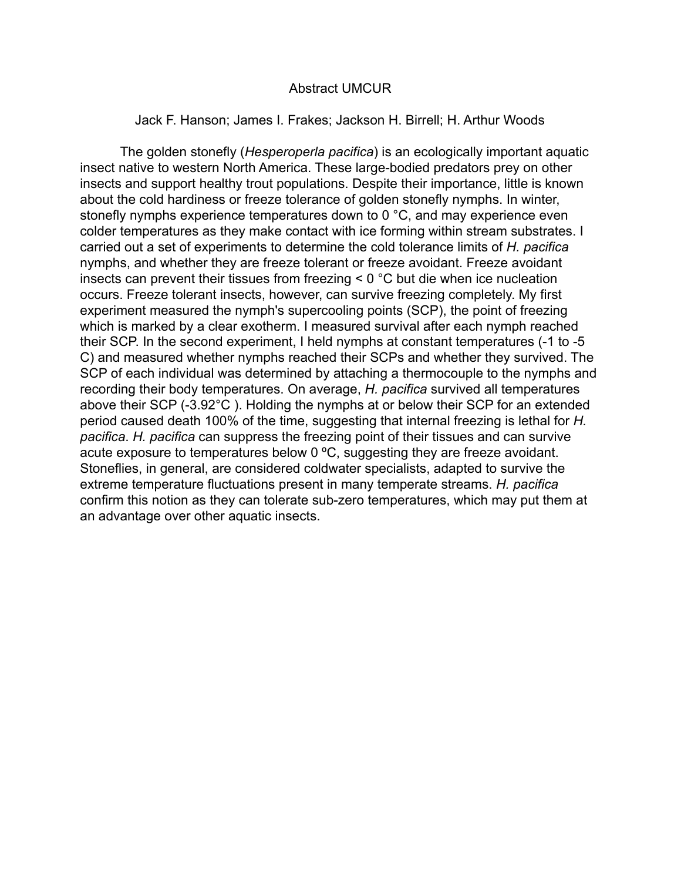Abstract UMCUR

Jack F. Hanson; James I. Frakes; Jackson H. Birrell; H. Arthur Woods

The golden stonefly (*Hesperoperla pacifica*) is an ecologically important aquatic insect native to western North America. These large-bodied predators prey on other insects and support healthy trout populations. Despite their importance, little is known about the cold hardiness or freeze tolerance of golden stonefly nymphs. In winter, stonefly nymphs experience temperatures down to 0 °C, and may experience even colder temperatures as they make contact with ice forming within stream substrates. I carried out a set of experiments to determine the cold tolerance limits of *H. pacifica* nymphs, and whether they are freeze tolerant or freeze avoidant. Freeze avoidant insects can prevent their tissues from freezing < 0 °C but die when ice nucleation occurs. Freeze tolerant insects, however, can survive freezing completely. My first experiment measured the nymph's supercooling points (SCP), the point of freezing which is marked by a clear exotherm. I measured survival after each nymph reached their SCP. In the second experiment, I held nymphs at constant temperatures (-1 to -5 C) and measured whether nymphs reached their SCPs and whether they survived. The SCP of each individual was determined by attaching a thermocouple to the nymphs and recording their body temperatures. On average, *H. pacifica* survived all temperatures above their SCP (-3.92°C ). Holding the nymphs at or below their SCP for an extended period caused death 100% of the time, suggesting that internal freezing is lethal for *H. pacifica*. *H. pacifica* can suppress the freezing point of their tissues and can survive acute exposure to temperatures below 0 ºC, suggesting they are freeze avoidant. Stoneflies, in general, are considered coldwater specialists, adapted to survive the extreme temperature fluctuations present in many temperate streams. *H. pacifica* confirm this notion as they can tolerate sub-zero temperatures, which may put them at an advantage over other aquatic insects.